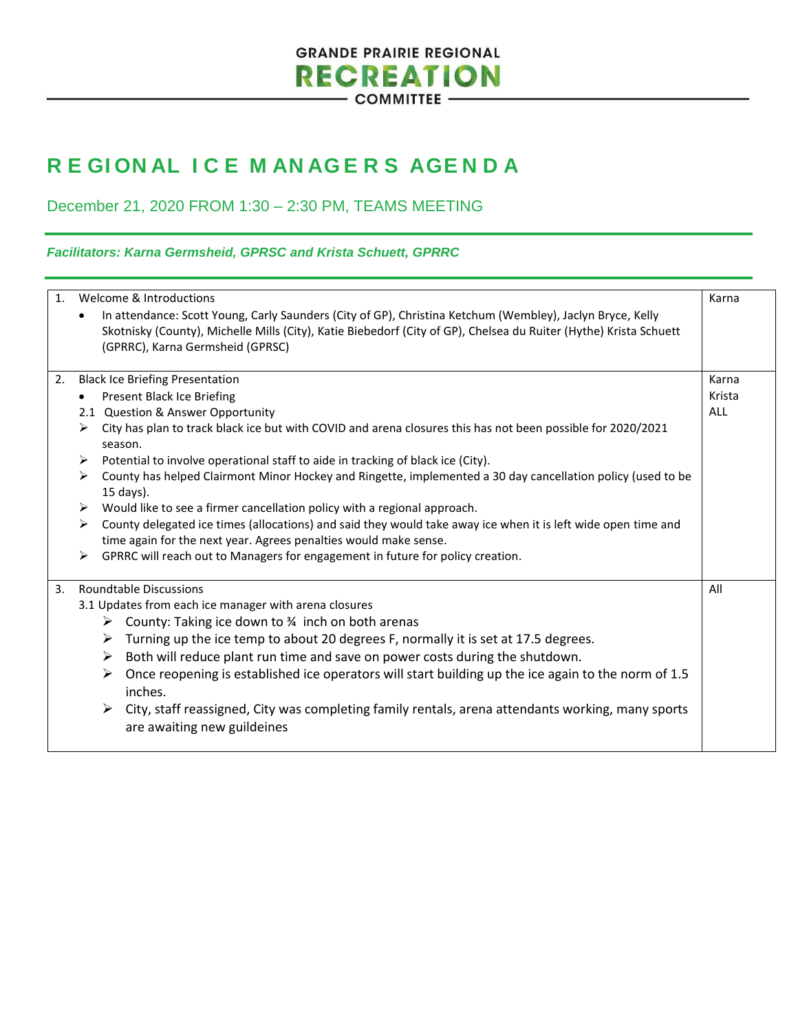GRANDE PRAIRIE REGIONAL
RECREATION
COMMITTEE

# REGIONAL ICE MANAGERS AGENDA

December 21, 2020 FROM 1:30 – 2:30 PM, TEAMS MEETING

***Facilitators: Karna Germsheid, GPRSC and Krista Schuett, GPRRC***

| | | |
|---|---|---|
| 1. | Welcome & Introductions<br>• In attendance: Scott Young, Carly Saunders (City of GP), Christina Ketchum (Wembley), Jaclyn Bryce, Kelly Skotnisky (County), Michelle Mills (City), Katie Biebedorf (City of GP), Chelsea du Ruiter (Hythe) Krista Schuett (GPRRC), Karna Germsheid (GPRSC) | Karna |
| 2. | Black Ice Briefing Presentation<br>• Present Black Ice Briefing<br>2.1 Question & Answer Opportunity<br>➢ City has plan to track black ice but with COVID and arena closures this has not been possible for 2020/2021 season.<br>➢ Potential to involve operational staff to aide in tracking of black ice (City).<br>➢ County has helped Clairmont Minor Hockey and Ringette, implemented a 30 day cancellation policy (used to be 15 days).<br>➢ Would like to see a firmer cancellation policy with a regional approach.<br>➢ County delegated ice times (allocations) and said they would take away ice when it is left wide open time and time again for the next year. Agrees penalties would make sense.<br>➢ GPRRC will reach out to Managers for engagement in future for policy creation. | Karna<br>Krista<br>ALL |
| 3. | Roundtable Discussions<br>3.1 Updates from each ice manager with arena closures<br>➢ County: Taking ice down to ¾ inch on both arenas<br>➢ Turning up the ice temp to about 20 degrees F, normally it is set at 17.5 degrees.<br>➢ Both will reduce plant run time and save on power costs during the shutdown.<br>➢ Once reopening is established ice operators will start building up the ice again to the norm of 1.5 inches.<br>➢ City, staff reassigned, City was completing family rentals, arena attendants working, many sports are awaiting new guildeines | All |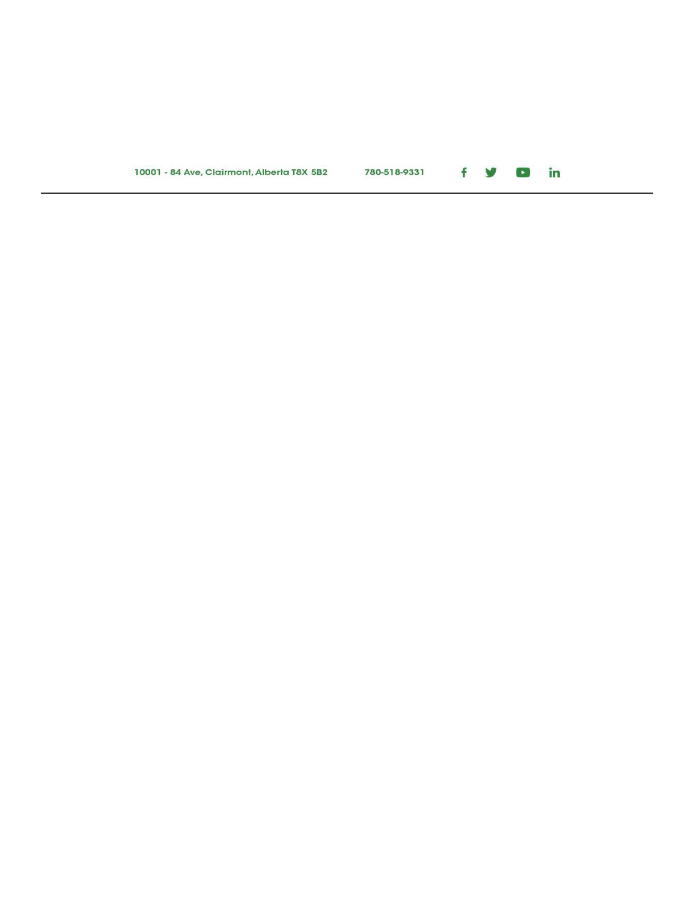10001 - 84 Ave, Clairmont, Alberta T8X 5B2 780-518-9331